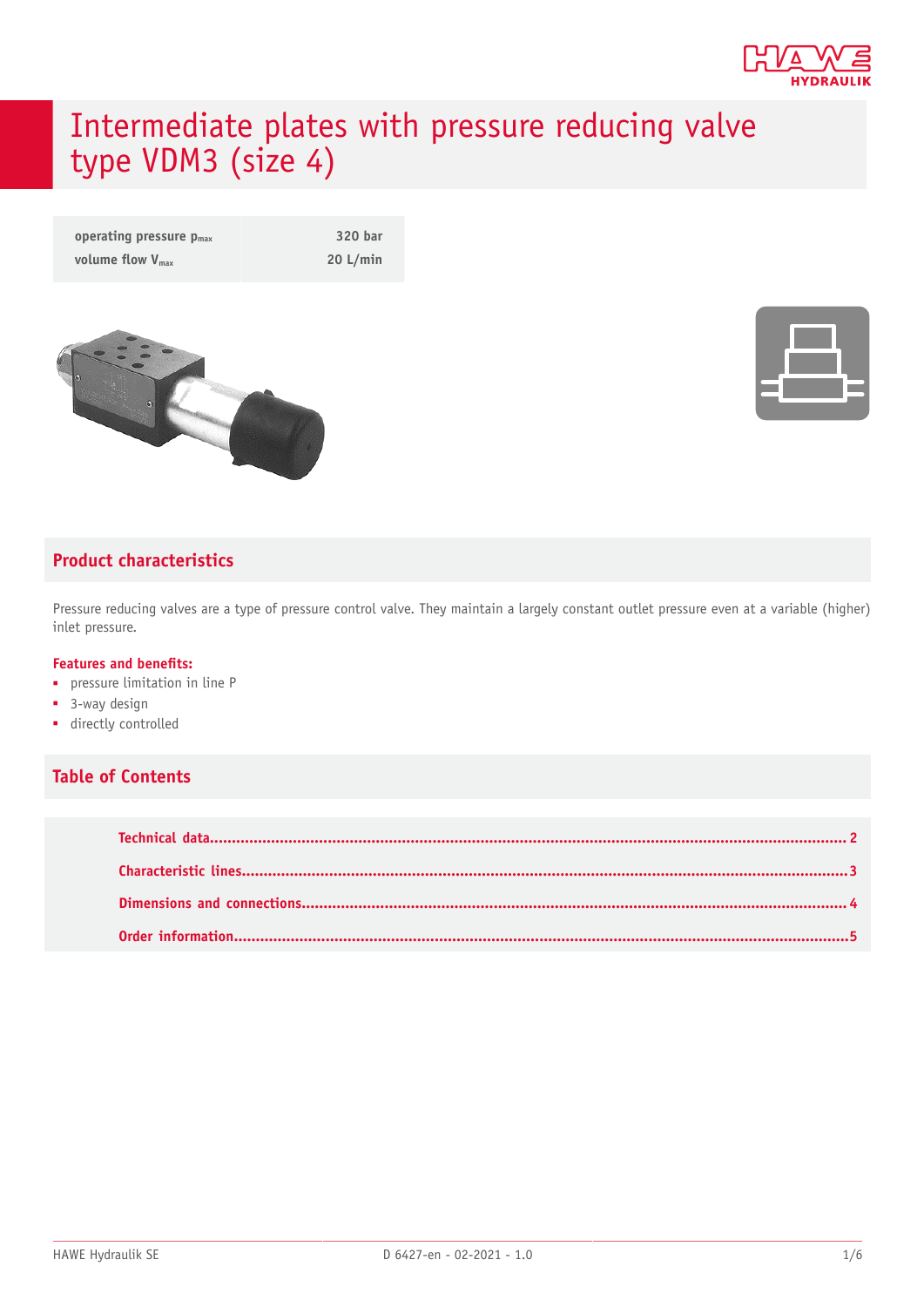# Intermediate plates with pressure reducing valve type VDM3 (size 4)

| | |
|---|---|
| operating pressure $p_{max}$ | 320 bar |
| volume flow $V_{max}$ | 20 L/min |

## Product characteristics

Pressure reducing valves are a type of pressure control valve. They maintain a largely constant outlet pressure even at a variable (higher) inlet pressure.

### Features and benefits:

- pressure limitation in line P
- 3-way design
- directly controlled

## Table of Contents

| | |
|---|---|
| Technical data | 2 |
| Characteristic lines | 3 |
| Dimensions and connections | 4 |
| Order information | 5 |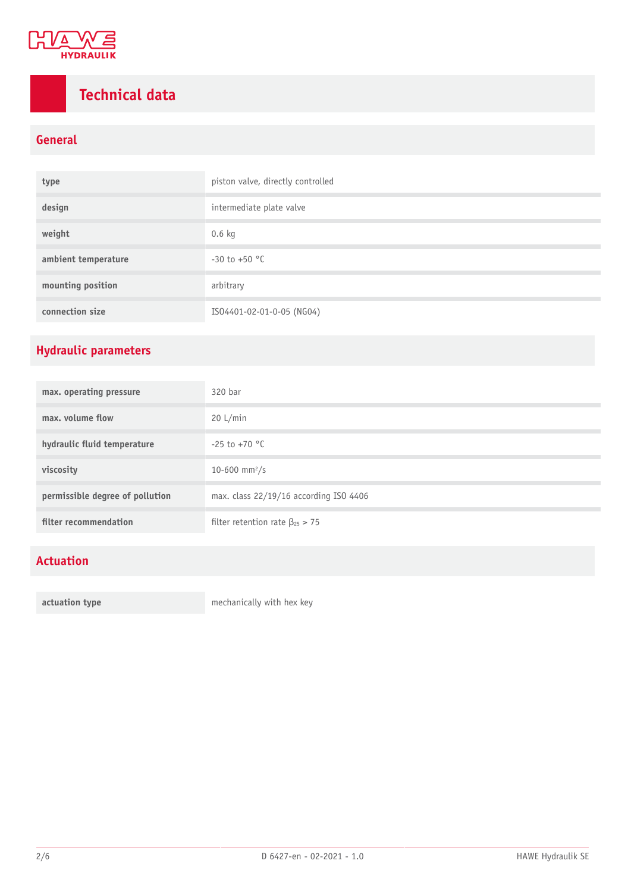# Technical data

## General

| | |
|---|---|
| type | piston valve, directly controlled |
| design | intermediate plate valve |
| weight | 0.6 kg |
| ambient temperature | -30 to +50 °C |
| mounting position | arbitrary |
| connection size | ISO4401-02-01-0-05 (NG04) |

## Hydraulic parameters

| | |
|---|---|
| max. operating pressure | 320 bar |
| max. volume flow | 20 L/min |
| hydraulic fluid temperature | -25 to +70 °C |
| viscosity | 10-600 $mm^2/s$ |
| permissible degree of pollution | max. class 22/19/16 according ISO 4406 |
| filter recommendation | filter retention rate $\beta_{25} > 75$ |

## Actuation

| | |
|---|---|
| actuation type | mechanically with hex key |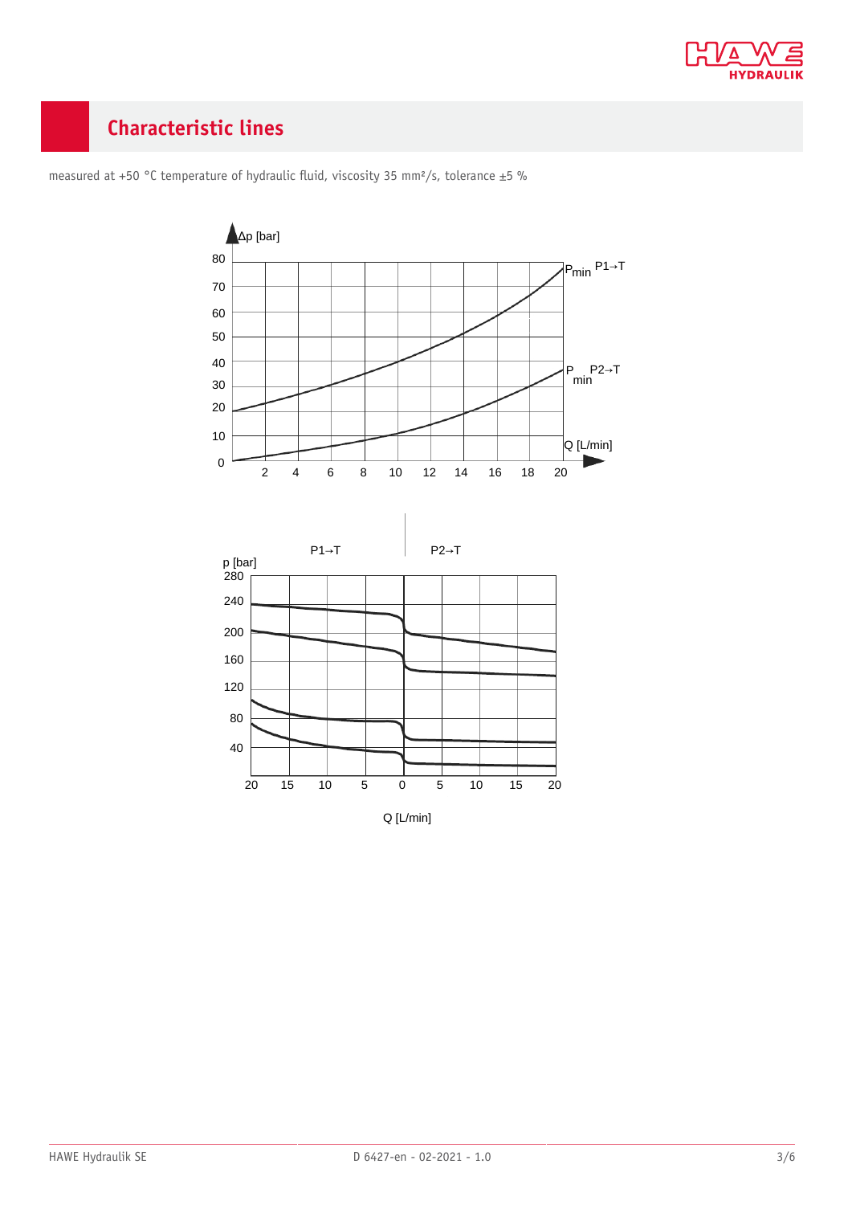## Characteristic lines

measured at +50 °C temperature of hydraulic fluid, viscosity 35 mm²/s, tolerance ±5 %

Δp [bar]

$P_{min}$ P1→T

$P_{min}$ P2→T

Q [L/min]

P1→T

P2→T

p [bar]

Q [L/min]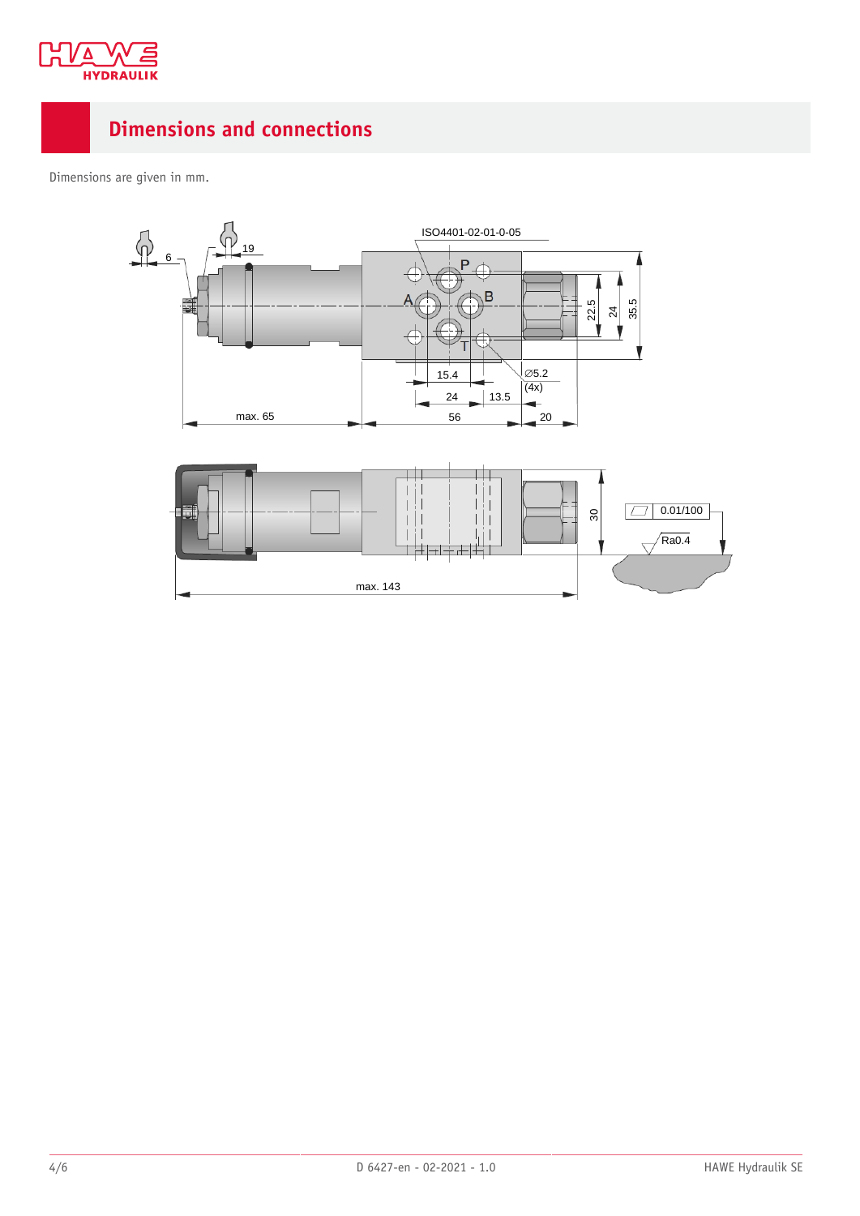## Dimensions and connections

Dimensions are given in mm.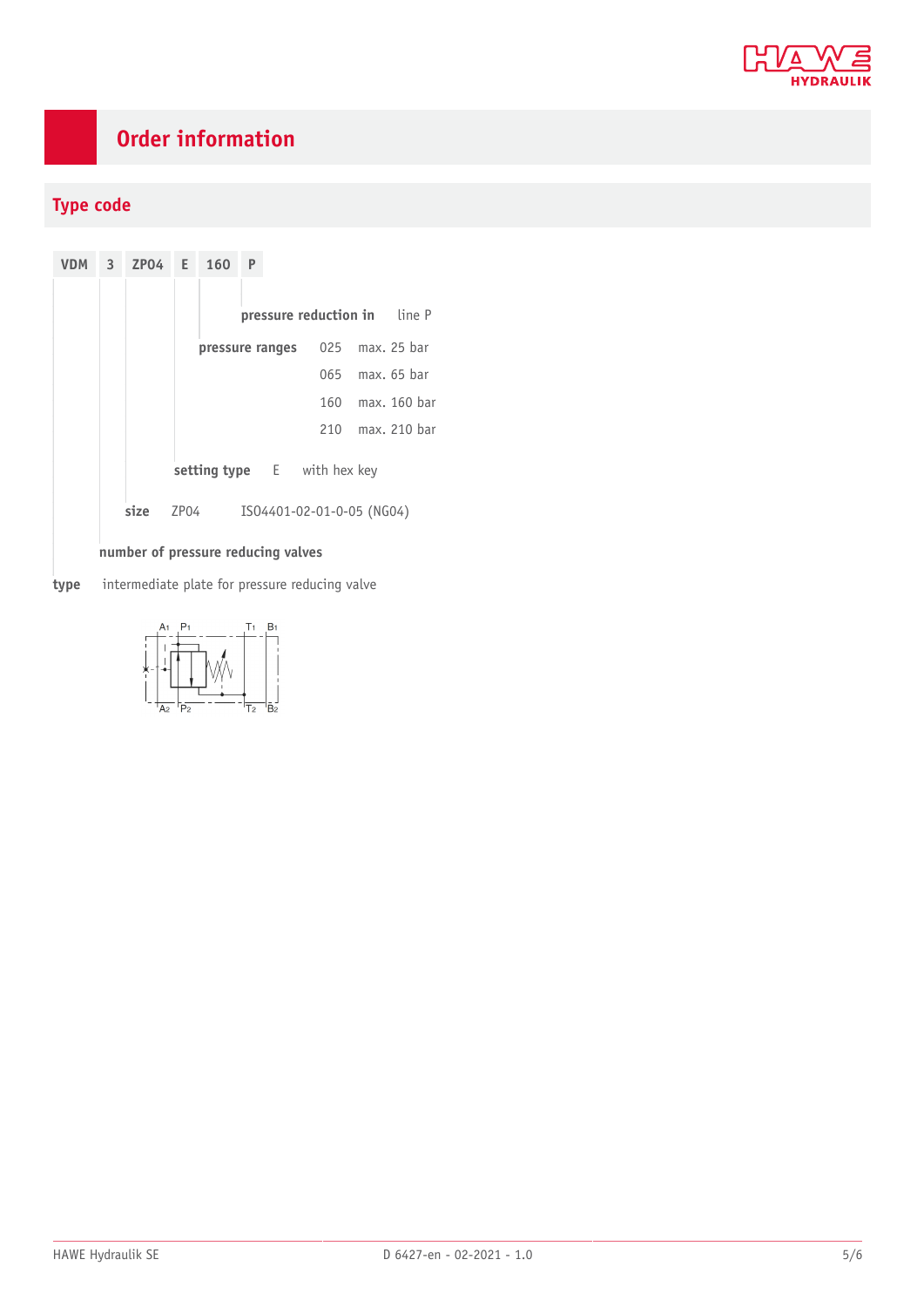# Order information

## Type code

**VDM 3 ZP04 E 160 P**

| Code | Description | Option | Meaning |
|---|---|---|---|
| P | **pressure reduction in** | | line P |
| 160 | **pressure ranges** | 025 | max. 25 bar |
| | | 065 | max. 65 bar |
| | | 160 | max. 160 bar |
| | | 210 | max. 210 bar |
| E | **setting type** | E | with hex key |
| ZP04 | **size** | ZP04 | ISO4401-02-01-0-05 (NG04) |
| 3 | **number of pressure reducing valves** | | |
| VDM | **type** | | intermediate plate for pressure reducing valve |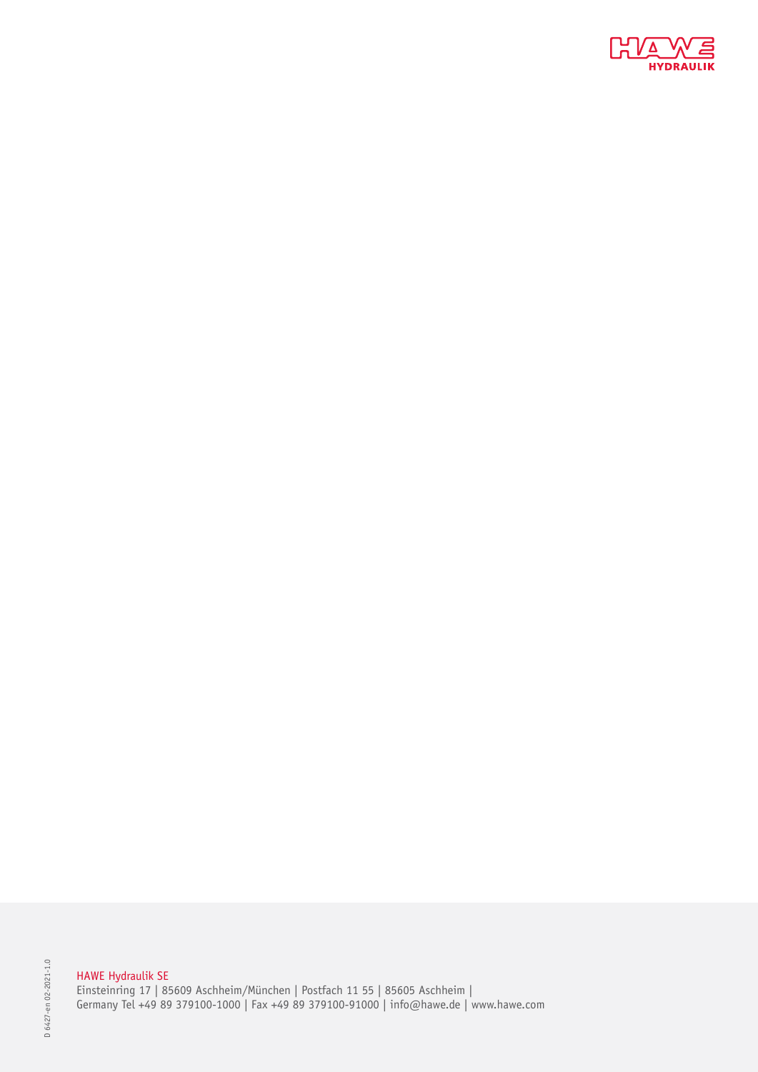HAWE Hydraulik SE
Einsteinring 17 | 85609 Aschheim/München | Postfach 11 55 | 85605 Aschheim |
Germany Tel +49 89 379100-1000 | Fax +49 89 379100-91000 | info@hawe.de | www.hawe.com

D 6427-en 02-2021-1.0